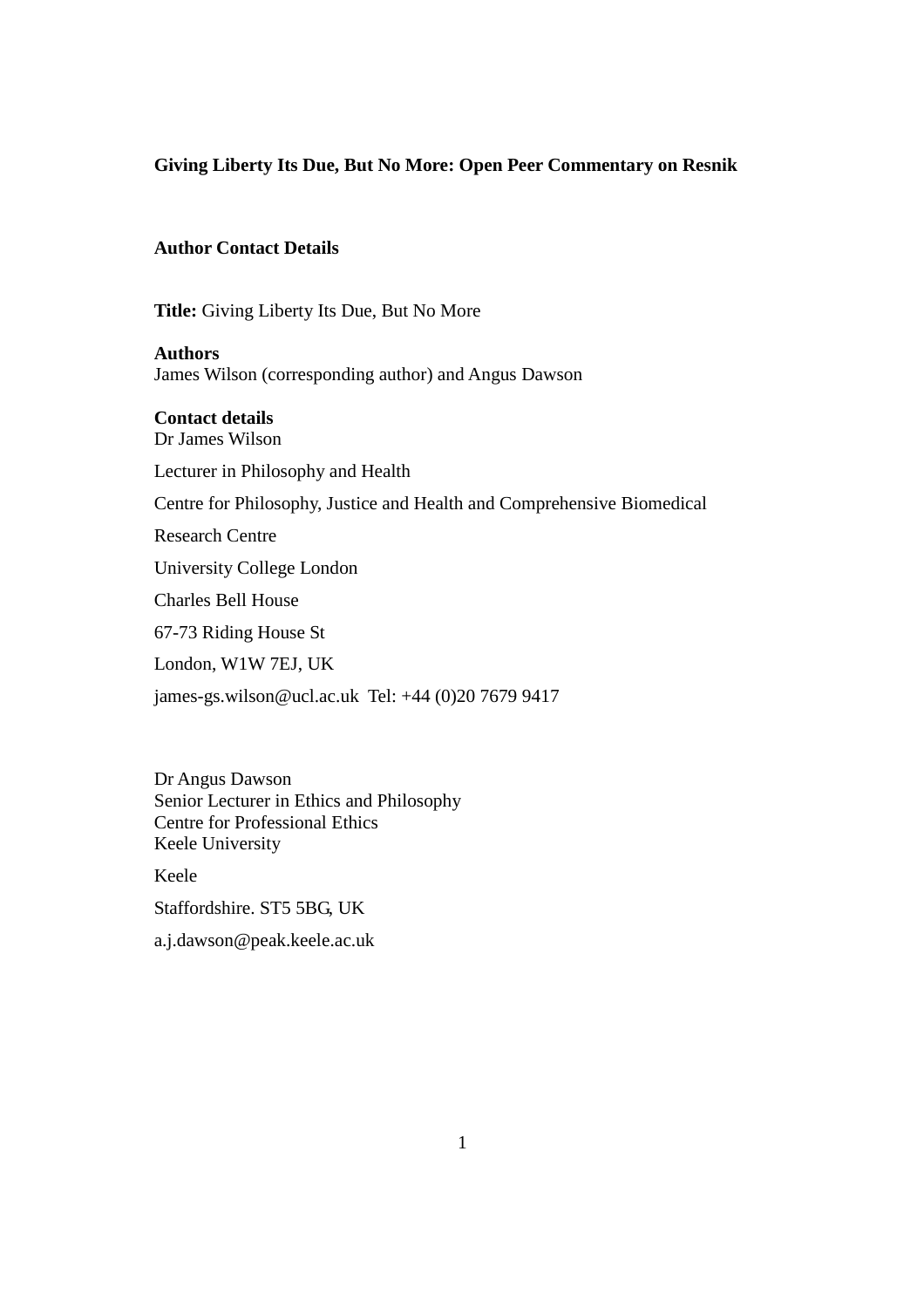**Giving Liberty Its Due, But No More: Open Peer Commentary on Resnik**

**Author Contact Details**

**Title:** Giving Liberty Its Due, But No More

**Authors**
James Wilson (corresponding author) and Angus Dawson

**Contact details**
Dr James Wilson

Lecturer in Philosophy and Health

Centre for Philosophy, Justice and Health and Comprehensive Biomedical Research Centre

University College London

Charles Bell House

67-73 Riding House St

London, W1W 7EJ, UK

james-gs.wilson@ucl.ac.uk Tel: +44 (0)20 7679 9417

Dr Angus Dawson
Senior Lecturer in Ethics and Philosophy
Centre for Professional Ethics
Keele University

Keele

Staffordshire. ST5 5BG, UK

a.j.dawson@peak.keele.ac.uk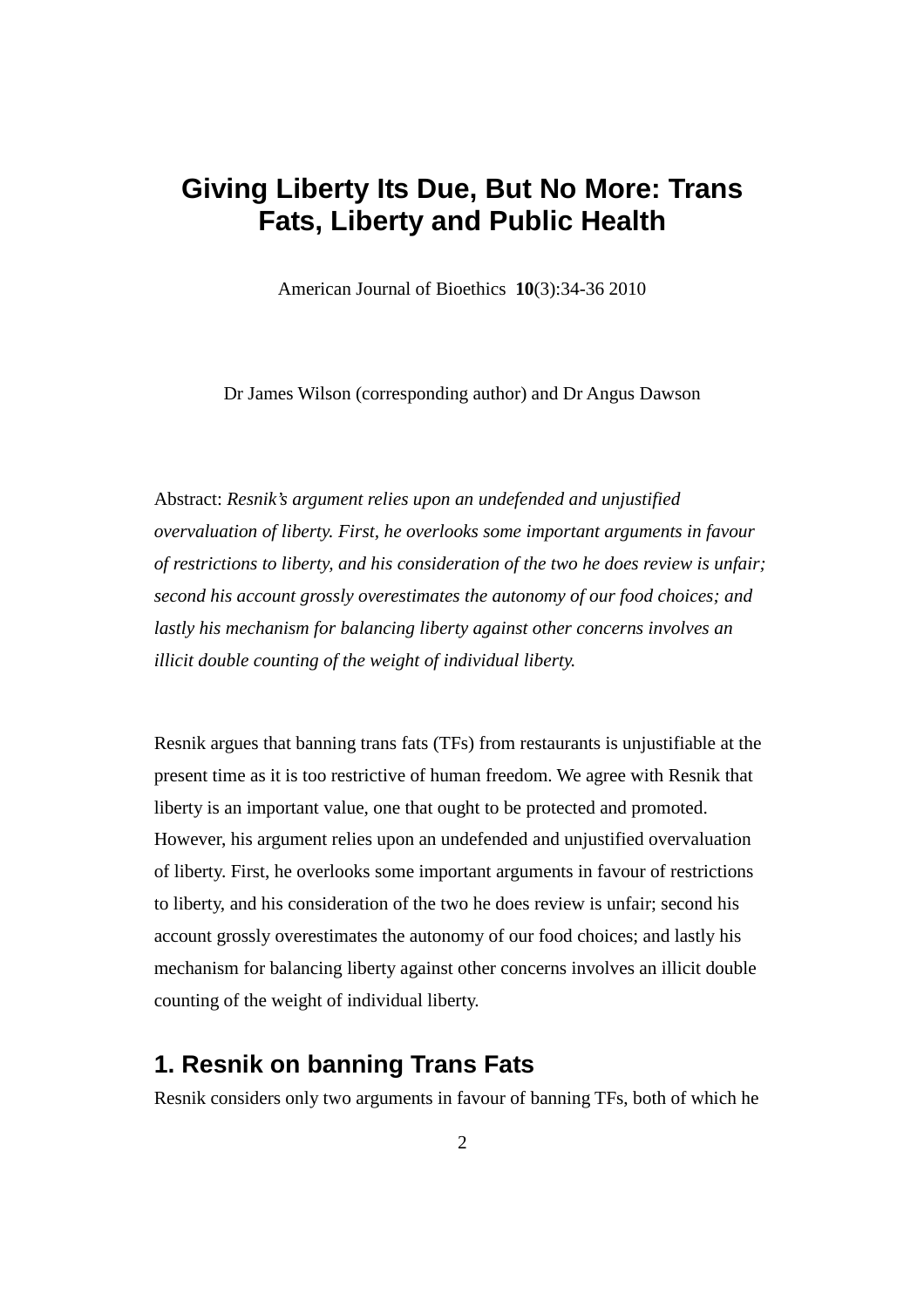# Giving Liberty Its Due, But No More: Trans Fats, Liberty and Public Health

American Journal of Bioethics **10**(3):34-36 2010

Dr James Wilson (corresponding author) and Dr Angus Dawson

Abstract: *Resnik's argument relies upon an undefended and unjustified overvaluation of liberty. First, he overlooks some important arguments in favour of restrictions to liberty, and his consideration of the two he does review is unfair; second his account grossly overestimates the autonomy of our food choices; and lastly his mechanism for balancing liberty against other concerns involves an illicit double counting of the weight of individual liberty.*

Resnik argues that banning trans fats (TFs) from restaurants is unjustifiable at the present time as it is too restrictive of human freedom. We agree with Resnik that liberty is an important value, one that ought to be protected and promoted. However, his argument relies upon an undefended and unjustified overvaluation of liberty. First, he overlooks some important arguments in favour of restrictions to liberty, and his consideration of the two he does review is unfair; second his account grossly overestimates the autonomy of our food choices; and lastly his mechanism for balancing liberty against other concerns involves an illicit double counting of the weight of individual liberty.

## 1. Resnik on banning Trans Fats

Resnik considers only two arguments in favour of banning TFs, both of which he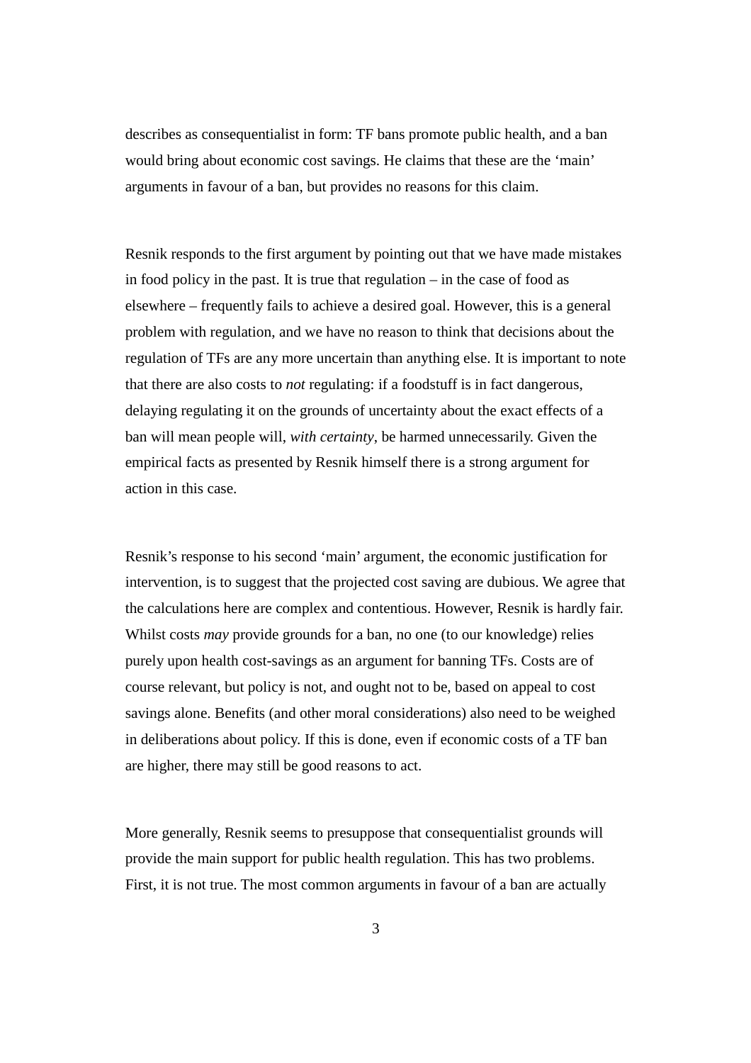describes as consequentialist in form: TF bans promote public health, and a ban would bring about economic cost savings. He claims that these are the ‘main’ arguments in favour of a ban, but provides no reasons for this claim.

Resnik responds to the first argument by pointing out that we have made mistakes in food policy in the past. It is true that regulation – in the case of food as elsewhere – frequently fails to achieve a desired goal. However, this is a general problem with regulation, and we have no reason to think that decisions about the regulation of TFs are any more uncertain than anything else. It is important to note that there are also costs to *not* regulating: if a foodstuff is in fact dangerous, delaying regulating it on the grounds of uncertainty about the exact effects of a ban will mean people will, *with certainty*, be harmed unnecessarily. Given the empirical facts as presented by Resnik himself there is a strong argument for action in this case.

Resnik’s response to his second ‘main’ argument, the economic justification for intervention, is to suggest that the projected cost saving are dubious. We agree that the calculations here are complex and contentious. However, Resnik is hardly fair. Whilst costs *may* provide grounds for a ban, no one (to our knowledge) relies purely upon health cost-savings as an argument for banning TFs. Costs are of course relevant, but policy is not, and ought not to be, based on appeal to cost savings alone. Benefits (and other moral considerations) also need to be weighed in deliberations about policy. If this is done, even if economic costs of a TF ban are higher, there may still be good reasons to act.

More generally, Resnik seems to presuppose that consequentialist grounds will provide the main support for public health regulation. This has two problems. First, it is not true. The most common arguments in favour of a ban are actually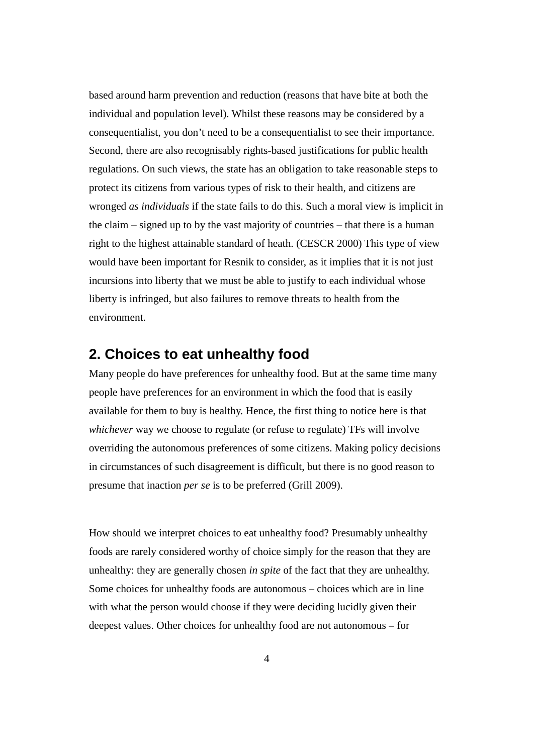based around harm prevention and reduction (reasons that have bite at both the individual and population level). Whilst these reasons may be considered by a consequentialist, you don't need to be a consequentialist to see their importance. Second, there are also recognisably rights-based justifications for public health regulations. On such views, the state has an obligation to take reasonable steps to protect its citizens from various types of risk to their health, and citizens are wronged *as individuals* if the state fails to do this. Such a moral view is implicit in the claim – signed up to by the vast majority of countries – that there is a human right to the highest attainable standard of heath. (CESCR 2000) This type of view would have been important for Resnik to consider, as it implies that it is not just incursions into liberty that we must be able to justify to each individual whose liberty is infringed, but also failures to remove threats to health from the environment.

## 2. Choices to eat unhealthy food

Many people do have preferences for unhealthy food. But at the same time many people have preferences for an environment in which the food that is easily available for them to buy is healthy. Hence, the first thing to notice here is that *whichever* way we choose to regulate (or refuse to regulate) TFs will involve overriding the autonomous preferences of some citizens. Making policy decisions in circumstances of such disagreement is difficult, but there is no good reason to presume that inaction *per se* is to be preferred (Grill 2009).

How should we interpret choices to eat unhealthy food? Presumably unhealthy foods are rarely considered worthy of choice simply for the reason that they are unhealthy: they are generally chosen *in spite* of the fact that they are unhealthy. Some choices for unhealthy foods are autonomous – choices which are in line with what the person would choose if they were deciding lucidly given their deepest values. Other choices for unhealthy food are not autonomous – for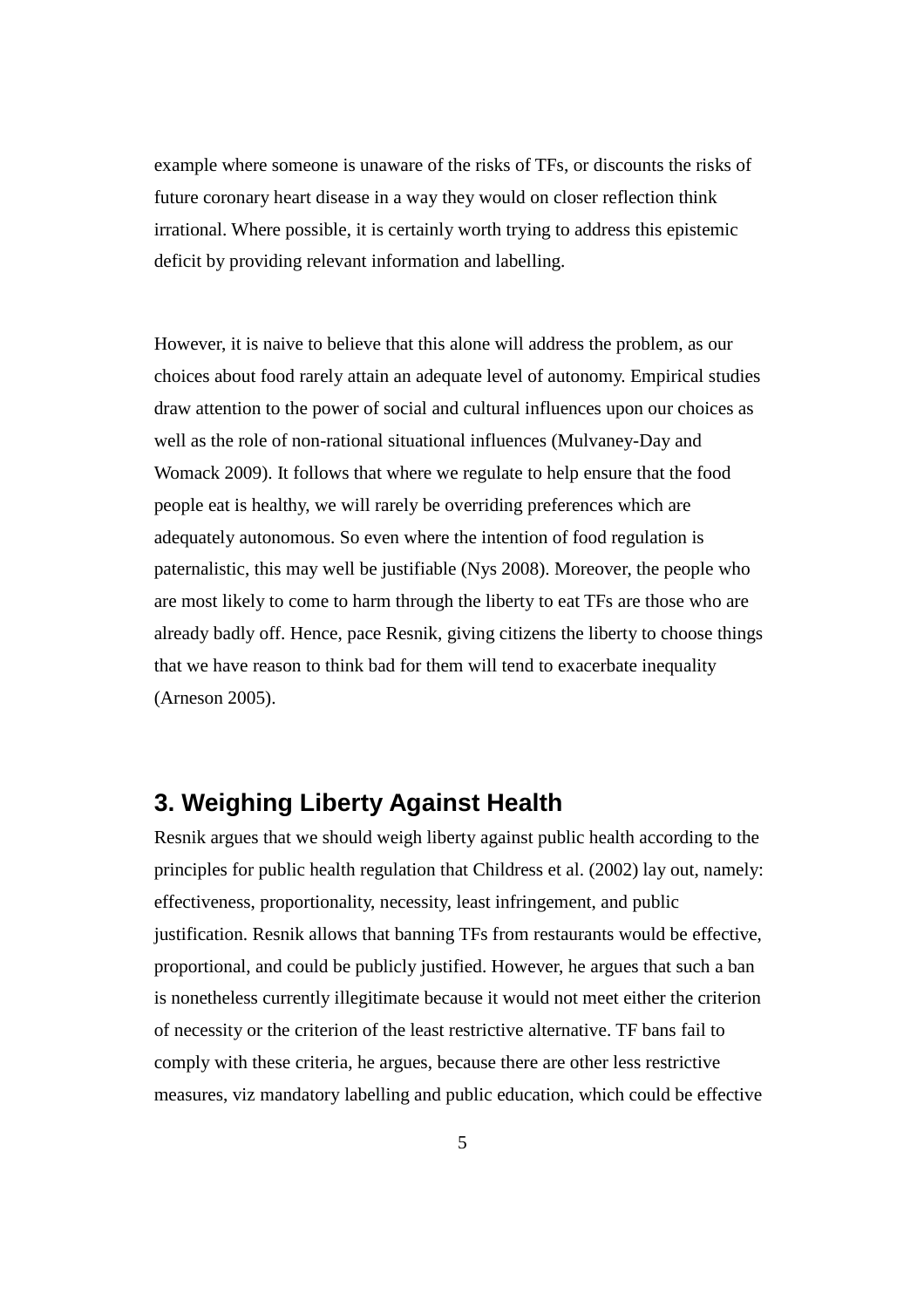example where someone is unaware of the risks of TFs, or discounts the risks of future coronary heart disease in a way they would on closer reflection think irrational. Where possible, it is certainly worth trying to address this epistemic deficit by providing relevant information and labelling.

However, it is naive to believe that this alone will address the problem, as our choices about food rarely attain an adequate level of autonomy. Empirical studies draw attention to the power of social and cultural influences upon our choices as well as the role of non-rational situational influences (Mulvaney-Day and Womack 2009). It follows that where we regulate to help ensure that the food people eat is healthy, we will rarely be overriding preferences which are adequately autonomous. So even where the intention of food regulation is paternalistic, this may well be justifiable (Nys 2008). Moreover, the people who are most likely to come to harm through the liberty to eat TFs are those who are already badly off. Hence, pace Resnik, giving citizens the liberty to choose things that we have reason to think bad for them will tend to exacerbate inequality (Arneson 2005).

## 3. Weighing Liberty Against Health

Resnik argues that we should weigh liberty against public health according to the principles for public health regulation that Childress et al. (2002) lay out, namely: effectiveness, proportionality, necessity, least infringement, and public justification. Resnik allows that banning TFs from restaurants would be effective, proportional, and could be publicly justified. However, he argues that such a ban is nonetheless currently illegitimate because it would not meet either the criterion of necessity or the criterion of the least restrictive alternative. TF bans fail to comply with these criteria, he argues, because there are other less restrictive measures, viz mandatory labelling and public education, which could be effective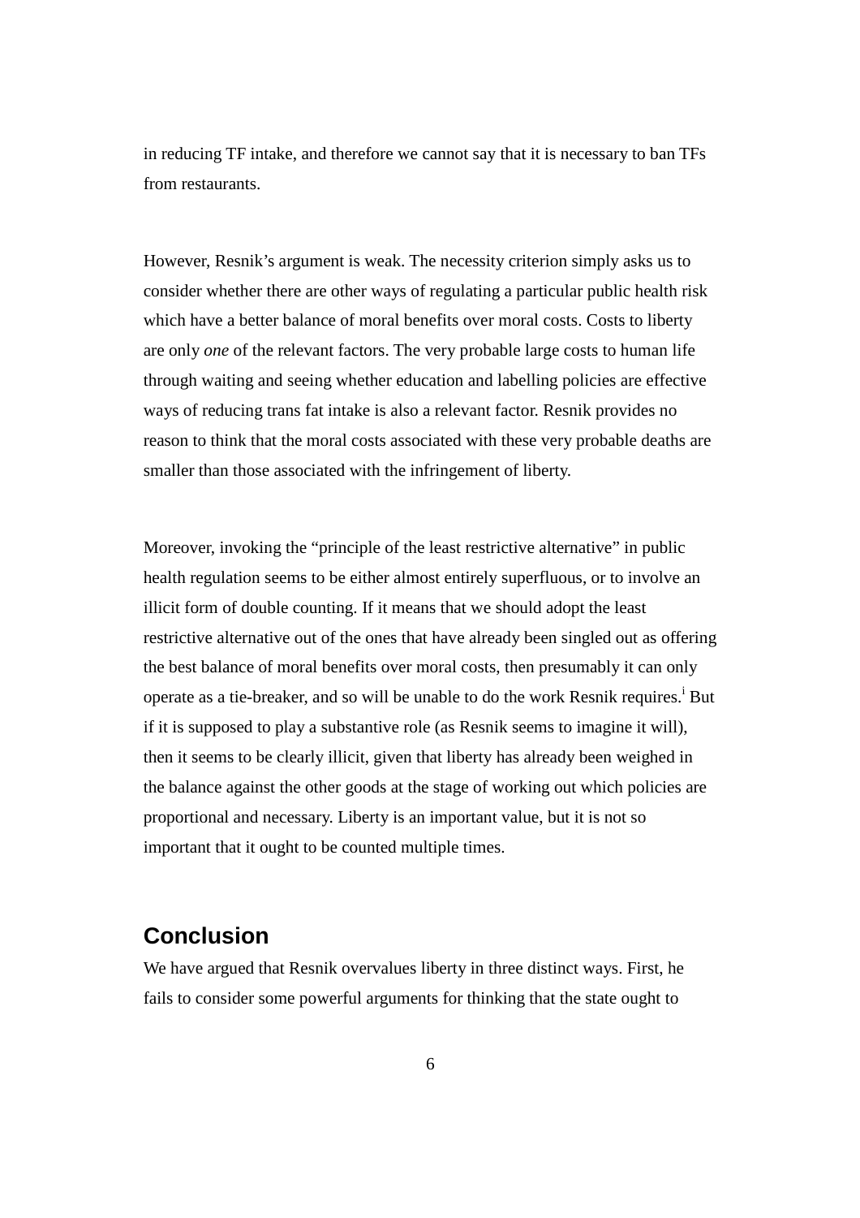in reducing TF intake, and therefore we cannot say that it is necessary to ban TFs from restaurants.

However, Resnik's argument is weak. The necessity criterion simply asks us to consider whether there are other ways of regulating a particular public health risk which have a better balance of moral benefits over moral costs. Costs to liberty are only *one* of the relevant factors. The very probable large costs to human life through waiting and seeing whether education and labelling policies are effective ways of reducing trans fat intake is also a relevant factor. Resnik provides no reason to think that the moral costs associated with these very probable deaths are smaller than those associated with the infringement of liberty.

Moreover, invoking the "principle of the least restrictive alternative" in public health regulation seems to be either almost entirely superfluous, or to involve an illicit form of double counting. If it means that we should adopt the least restrictive alternative out of the ones that have already been singled out as offering the best balance of moral benefits over moral costs, then presumably it can only operate as a tie-breaker, and so will be unable to do the work Resnik requires.[i] But if it is supposed to play a substantive role (as Resnik seems to imagine it will), then it seems to be clearly illicit, given that liberty has already been weighed in the balance against the other goods at the stage of working out which policies are proportional and necessary. Liberty is an important value, but it is not so important that it ought to be counted multiple times.

## Conclusion

We have argued that Resnik overvalues liberty in three distinct ways. First, he fails to consider some powerful arguments for thinking that the state ought to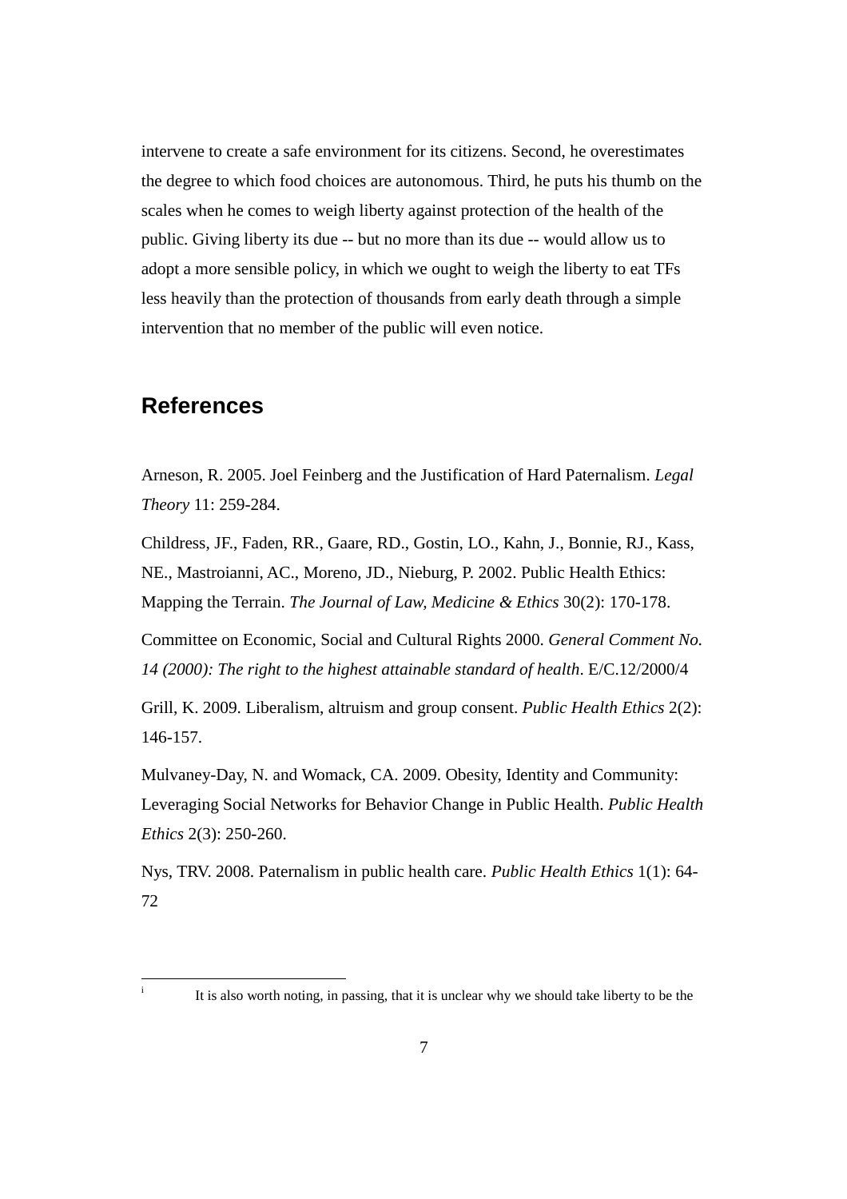intervene to create a safe environment for its citizens. Second, he overestimates the degree to which food choices are autonomous. Third, he puts his thumb on the scales when he comes to weigh liberty against protection of the health of the public. Giving liberty its due -- but no more than its due -- would allow us to adopt a more sensible policy, in which we ought to weigh the liberty to eat TFs less heavily than the protection of thousands from early death through a simple intervention that no member of the public will even notice.

## References

Arneson, R. 2005. Joel Feinberg and the Justification of Hard Paternalism. *Legal Theory* 11: 259-284.

Childress, JF., Faden, RR., Gaare, RD., Gostin, LO., Kahn, J., Bonnie, RJ., Kass, NE., Mastroianni, AC., Moreno, JD., Nieburg, P. 2002. Public Health Ethics: Mapping the Terrain. *The Journal of Law, Medicine & Ethics* 30(2): 170-178.

Committee on Economic, Social and Cultural Rights 2000. *General Comment No. 14 (2000): The right to the highest attainable standard of health*. E/C.12/2000/4

Grill, K. 2009. Liberalism, altruism and group consent. *Public Health Ethics* 2(2): 146-157.

Mulvaney-Day, N. and Womack, CA. 2009. Obesity, Identity and Community: Leveraging Social Networks for Behavior Change in Public Health. *Public Health Ethics* 2(3): 250-260.

Nys, TRV. 2008. Paternalism in public health care. *Public Health Ethics* 1(1): 64-72

---

[i] It is also worth noting, in passing, that it is unclear why we should take liberty to be the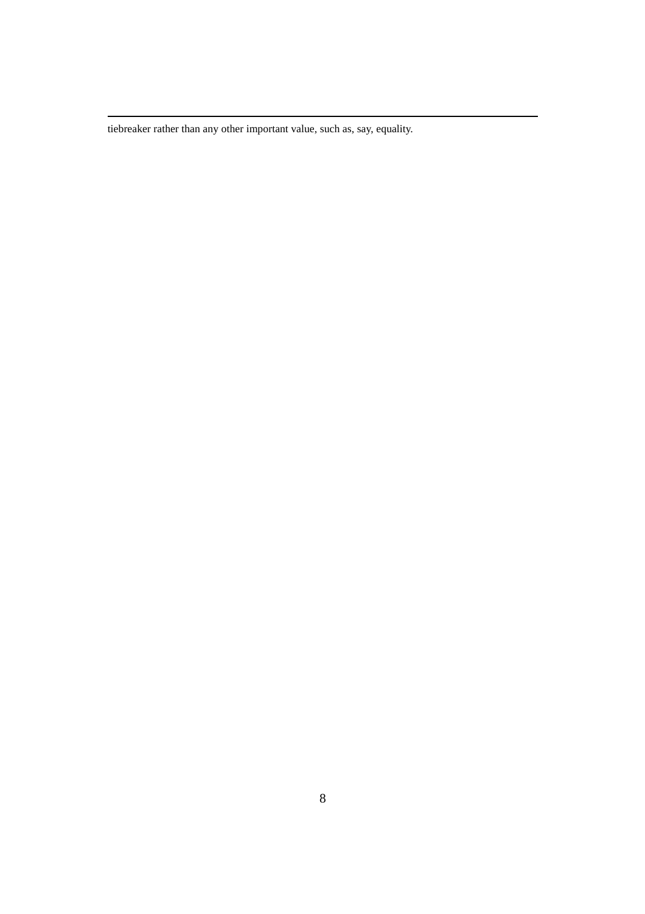tiebreaker rather than any other important value, such as, say, equality.